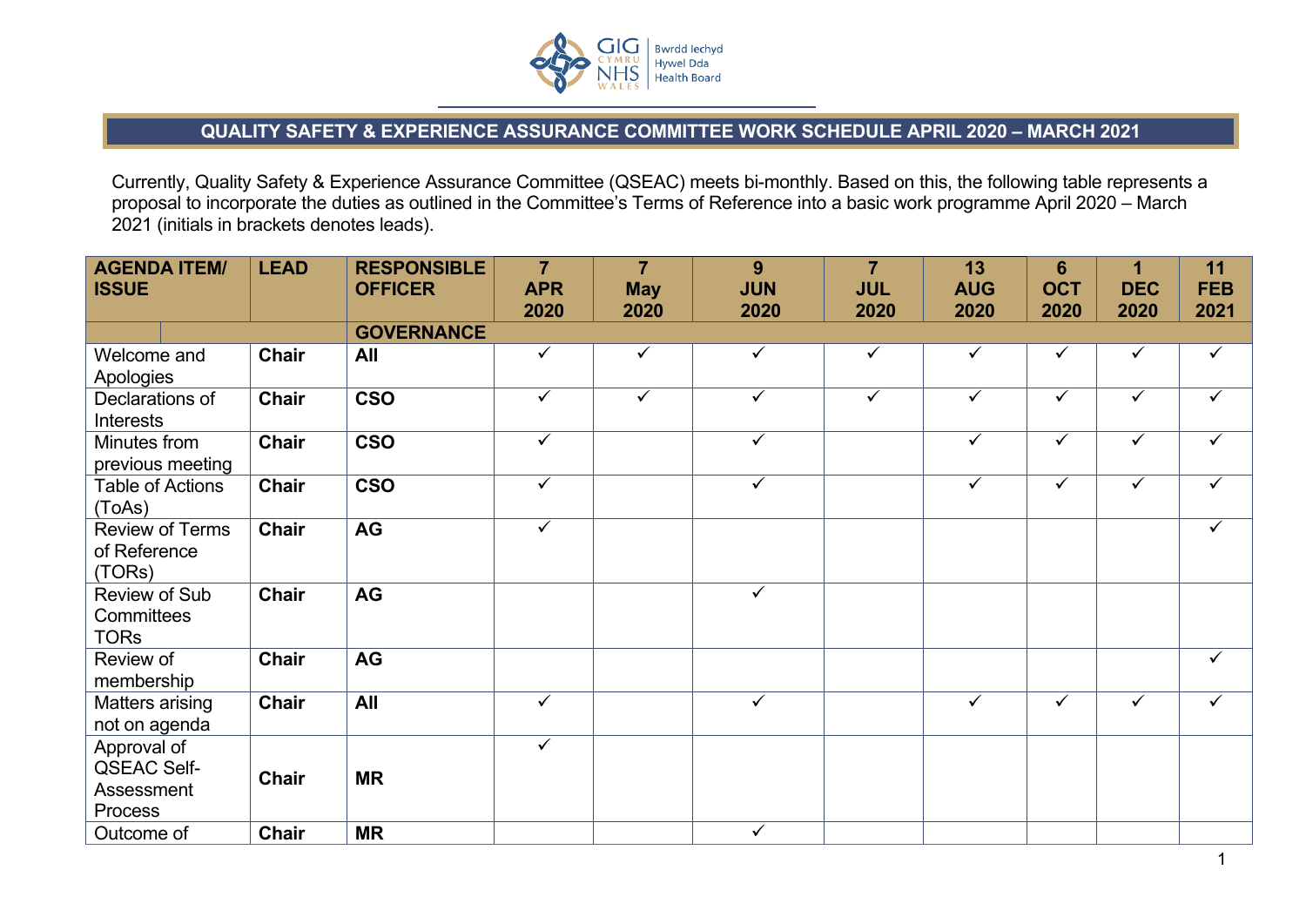# QUALITY SAFETY & EXPERIENCE ASSURANCE COMMITTEE WORK SCHEDULE APRIL 2020 – MARCH 2021

Currently, Quality Safety & Experience Assurance Committee (QSEAC) meets bi-monthly. Based on this, the following table represents a proposal to incorporate the duties as outlined in the Committee's Terms of Reference into a basic work programme April 2020 – March 2021 (initials in brackets denotes leads).

| AGENDA ITEM/ ISSUE | LEAD | RESPONSIBLE OFFICER | 7 APR 2020 | 7 May 2020 | 9 JUN 2020 | 7 JUL 2020 | 13 AUG 2020 | 6 OCT 2020 | 1 DEC 2020 | 11 FEB 2021 |
|---|---|---|---|---|---|---|---|---|---|---|
| | | **GOVERNANCE** | | | | | | | | |
| Welcome and Apologies | **Chair** | **All** | ✓ | ✓ | ✓ | ✓ | ✓ | ✓ | ✓ | ✓ |
| Declarations of Interests | **Chair** | **CSO** | ✓ | ✓ | ✓ | ✓ | ✓ | ✓ | ✓ | ✓ |
| Minutes from previous meeting | **Chair** | **CSO** | ✓ | | ✓ | | ✓ | ✓ | ✓ | ✓ |
| Table of Actions (ToAs) | **Chair** | **CSO** | ✓ | | ✓ | | ✓ | ✓ | ✓ | ✓ |
| Review of Terms of Reference (TORs) | **Chair** | **AG** | ✓ | | | | | | | ✓ |
| Review of Sub Committees TORs | **Chair** | **AG** | | | ✓ | | | | | |
| Review of membership | **Chair** | **AG** | | | | | | | | ✓ |
| Matters arising not on agenda | **Chair** | **All** | ✓ | | ✓ | | ✓ | ✓ | ✓ | ✓ |
| Approval of QSEAC Self-Assessment Process | **Chair** | **MR** | ✓ | | | | | | | |
| Outcome of | **Chair** | **MR** | | | ✓ | | | | | |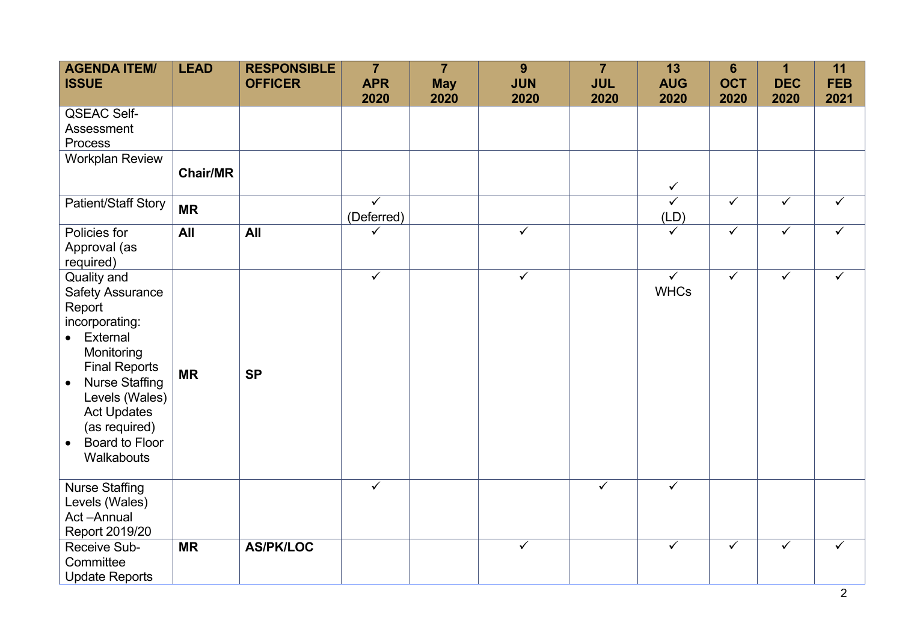| AGENDA ITEM/ ISSUE | LEAD | RESPONSIBLE OFFICER | 7 APR 2020 | 7 May 2020 | 9 JUN 2020 | 7 JUL 2020 | 13 AUG 2020 | 6 OCT 2020 | 1 DEC 2020 | 11 FEB 2021 |
|---|---|---|---|---|---|---|---|---|---|---|
| QSEAC Self-Assessment Process | | | | | | | | | | |
| Workplan Review | **Chair/MR** | | | | | | ✓ | | | |
| Patient/Staff Story | **MR** | | ✓ (Deferred) | | | | ✓ (LD) | ✓ | ✓ | ✓ |
| Policies for Approval (as required) | **All** | **All** | ✓ | | ✓ | | ✓ | ✓ | ✓ | ✓ |
| Quality and Safety Assurance Report incorporating: <br>• External Monitoring Final Reports <br>• Nurse Staffing Levels (Wales) Act Updates (as required) <br>• Board to Floor Walkabouts | **MR** | **SP** | ✓ | | ✓ | | ✓ WHCs | ✓ | ✓ | ✓ |
| Nurse Staffing Levels (Wales) Act –Annual Report 2019/20 | | | ✓ | | | ✓ | ✓ | | | |
| Receive Sub-Committee Update Reports | **MR** | **AS/PK/LOC** | | | ✓ | | ✓ | ✓ | ✓ | ✓ |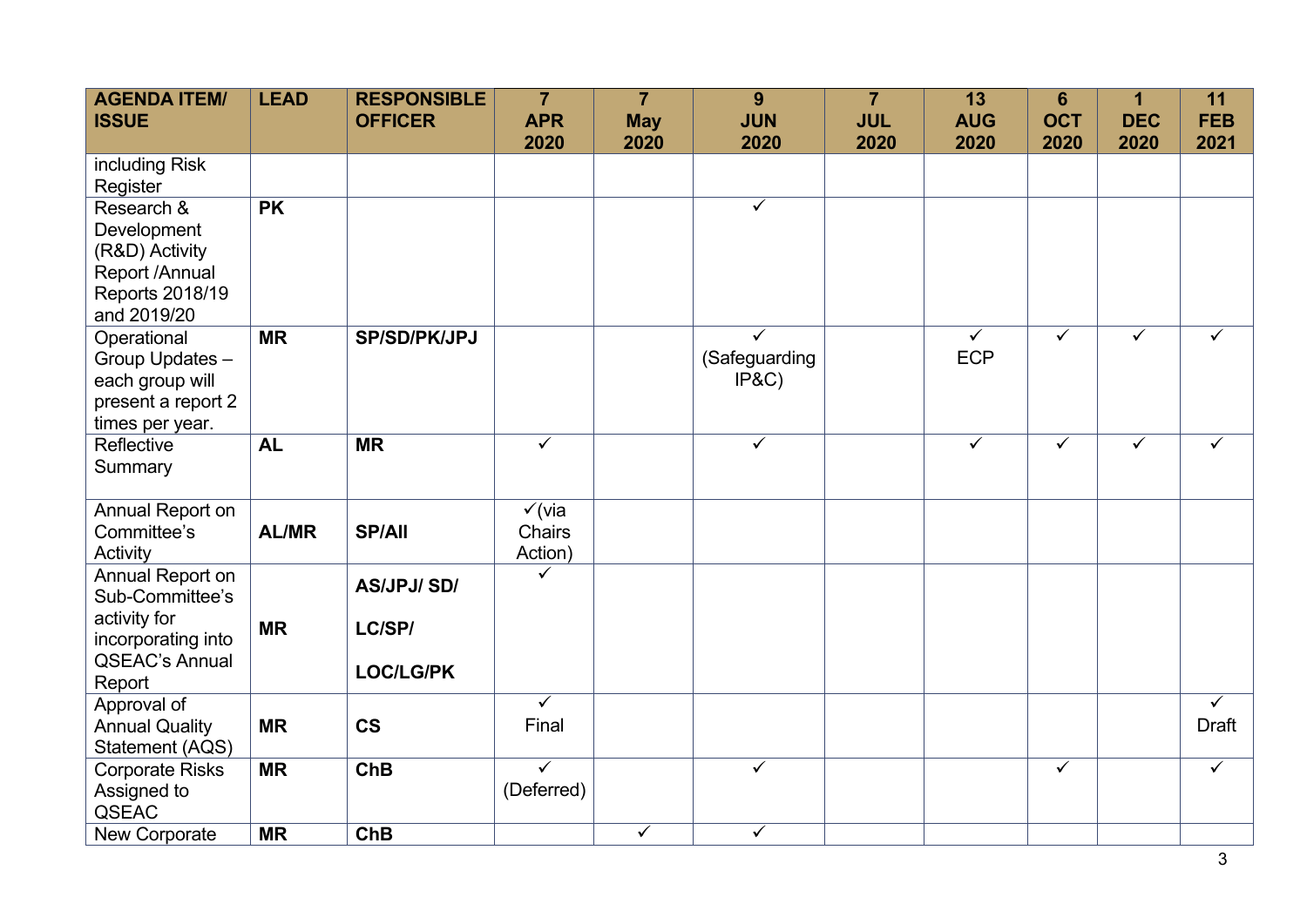| AGENDA ITEM/ ISSUE | LEAD | RESPONSIBLE OFFICER | 7 APR 2020 | 7 May 2020 | 9 JUN 2020 | 7 JUL 2020 | 13 AUG 2020 | 6 OCT 2020 | 1 DEC 2020 | 11 FEB 2021 |
|---|---|---|---|---|---|---|---|---|---|---|
| including Risk Register | | | | | | | | | | |
| Research & Development (R&D) Activity Report /Annual Reports 2018/19 and 2019/20 | **PK** | | | | ✓ | | | | | |
| Operational Group Updates – each group will present a report 2 times per year. | **MR** | **SP/SD/PK/JPJ** | | | ✓ (Safeguarding IP&C) | | ✓ ECP | ✓ | ✓ | ✓ |
| Reflective Summary | **AL** | **MR** | ✓ | | ✓ | | ✓ | ✓ | ✓ | ✓ |
| Annual Report on Committee's Activity | **AL/MR** | **SP/All** | ✓(via Chairs Action) | | | | | | | |
| Annual Report on Sub-Committee's activity for incorporating into QSEAC's Annual Report | **MR** | **AS/JPJ/ SD/ LC/SP/ LOC/LG/PK** | ✓ | | | | | | | |
| Approval of Annual Quality Statement (AQS) | **MR** | **CS** | ✓ Final | | | | | | | ✓ Draft |
| Corporate Risks Assigned to QSEAC | **MR** | **ChB** | ✓ (Deferred) | | ✓ | | | ✓ | | ✓ |
| New Corporate | **MR** | **ChB** | | ✓ | ✓ | | | | | |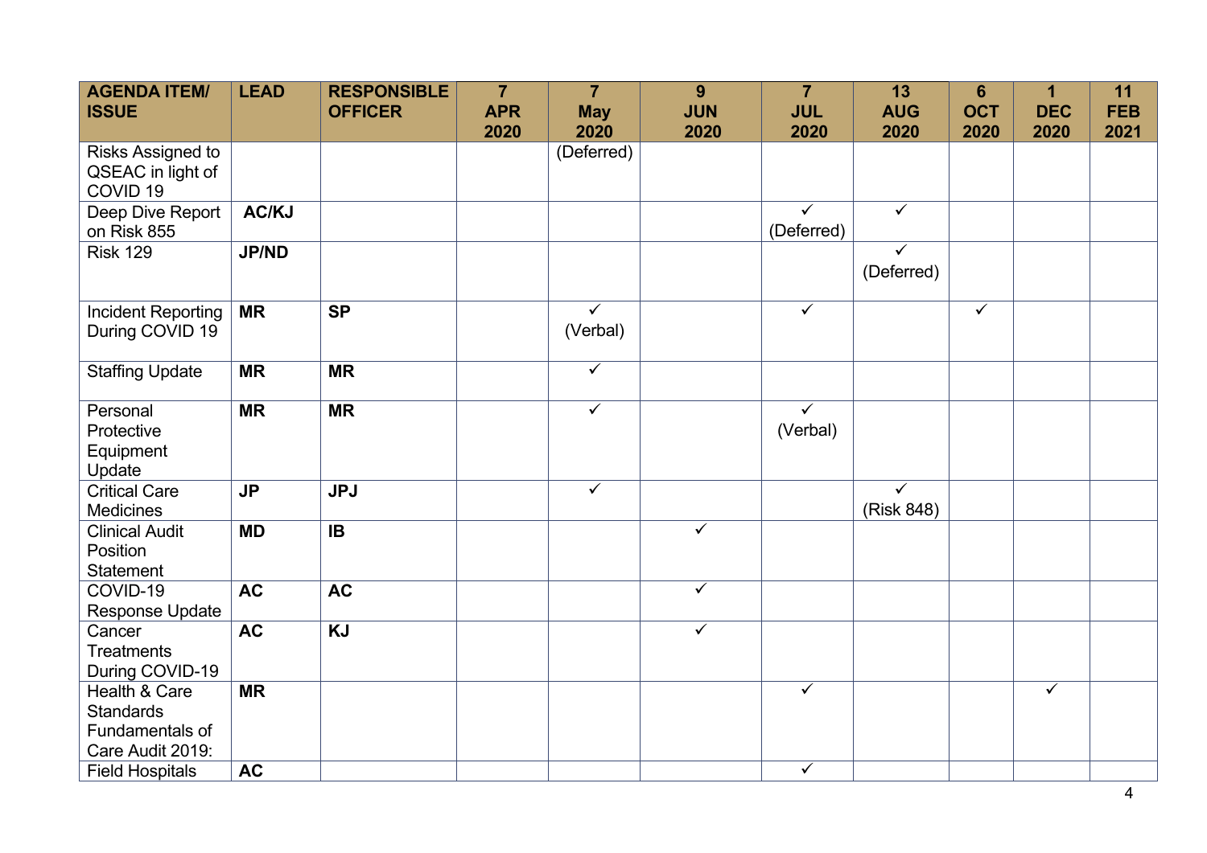| AGENDA ITEM/ ISSUE | LEAD | RESPONSIBLE OFFICER | 7 APR 2020 | 7 May 2020 | 9 JUN 2020 | 7 JUL 2020 | 13 AUG 2020 | 6 OCT 2020 | 1 DEC 2020 | 11 FEB 2021 |
|---|---|---|---|---|---|---|---|---|---|---|
| Risks Assigned to QSEAC in light of COVID 19 | | | | (Deferred) | | | | | | |
| Deep Dive Report on Risk 855 | **AC/KJ** | | | | | ✓ (Deferred) | ✓ | | | |
| Risk 129 | **JP/ND** | | | | | | ✓ (Deferred) | | | |
| Incident Reporting During COVID 19 | **MR** | **SP** | | ✓ (Verbal) | | ✓ | | ✓ | | |
| Staffing Update | **MR** | **MR** | | ✓ | | | | | | |
| Personal Protective Equipment Update | **MR** | **MR** | | ✓ | | ✓ (Verbal) | | | | |
| Critical Care Medicines | **JP** | **JPJ** | | ✓ | | | ✓ (Risk 848) | | | |
| Clinical Audit Position Statement | **MD** | **IB** | | | ✓ | | | | | |
| COVID-19 Response Update | **AC** | **AC** | | | ✓ | | | | | |
| Cancer Treatments During COVID-19 | **AC** | **KJ** | | | ✓ | | | | | |
| Health & Care Standards Fundamentals of Care Audit 2019: | **MR** | | | | | ✓ | | | ✓ | |
| Field Hospitals | **AC** | | | | | ✓ | | | | |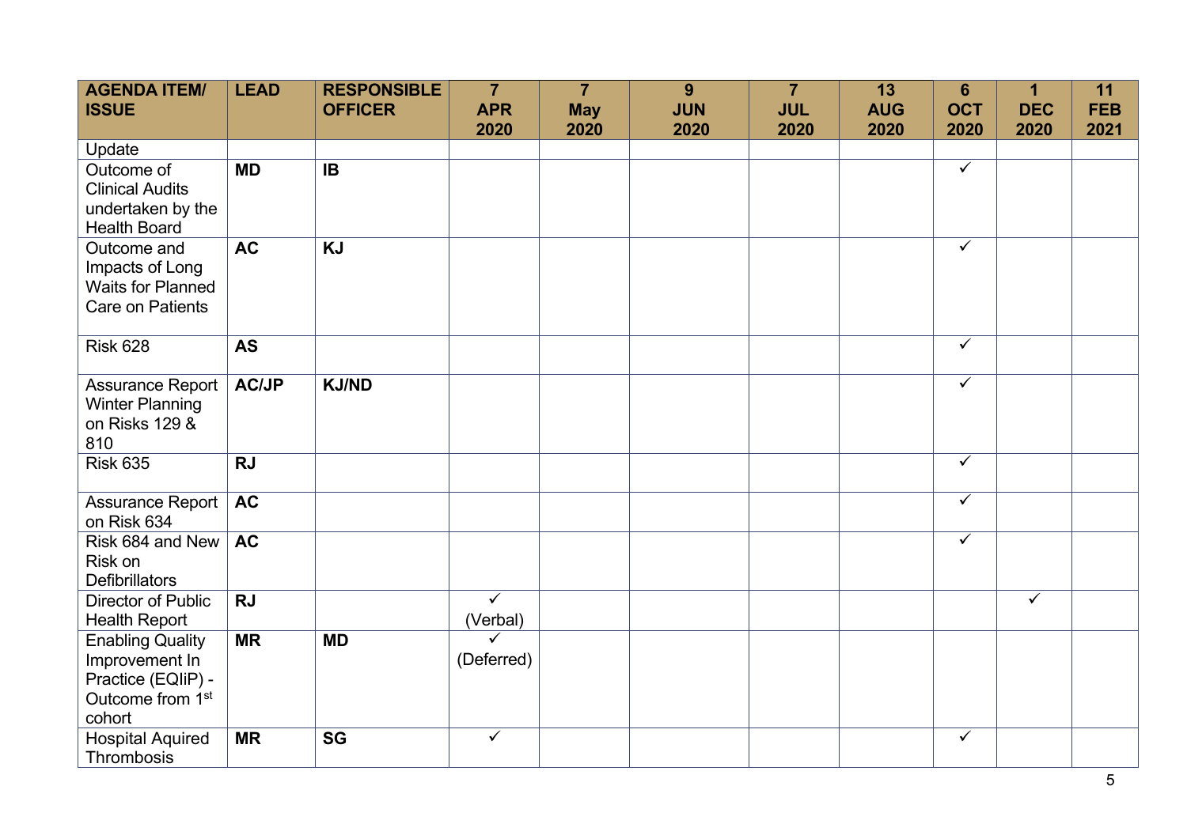| AGENDA ITEM/ ISSUE | LEAD | RESPONSIBLE OFFICER | 7 APR 2020 | 7 May 2020 | 9 JUN 2020 | 7 JUL 2020 | 13 AUG 2020 | 6 OCT 2020 | 1 DEC 2020 | 11 FEB 2021 |
|---|---|---|---|---|---|---|---|---|---|---|
| Update | | | | | | | | | | |
| Outcome of Clinical Audits undertaken by the Health Board | **MD** | **IB** | | | | | | ✓ | | |
| Outcome and Impacts of Long Waits for Planned Care on Patients | **AC** | **KJ** | | | | | | ✓ | | |
| Risk 628 | **AS** | | | | | | | ✓ | | |
| Assurance Report Winter Planning on Risks 129 & 810 | **AC/JP** | **KJ/ND** | | | | | | ✓ | | |
| Risk 635 | **RJ** | | | | | | | ✓ | | |
| Assurance Report on Risk 634 | **AC** | | | | | | | ✓ | | |
| Risk 684 and New Risk on Defibrillators | **AC** | | | | | | | ✓ | | |
| Director of Public Health Report | **RJ** | | ✓ (Verbal) | | | | | | ✓ | |
| Enabling Quality Improvement In Practice (EQIiP) - Outcome from 1st cohort | **MR** | **MD** | ✓ (Deferred) | | | | | | | |
| Hospital Aquired Thrombosis | **MR** | **SG** | ✓ | | | | | ✓ | | |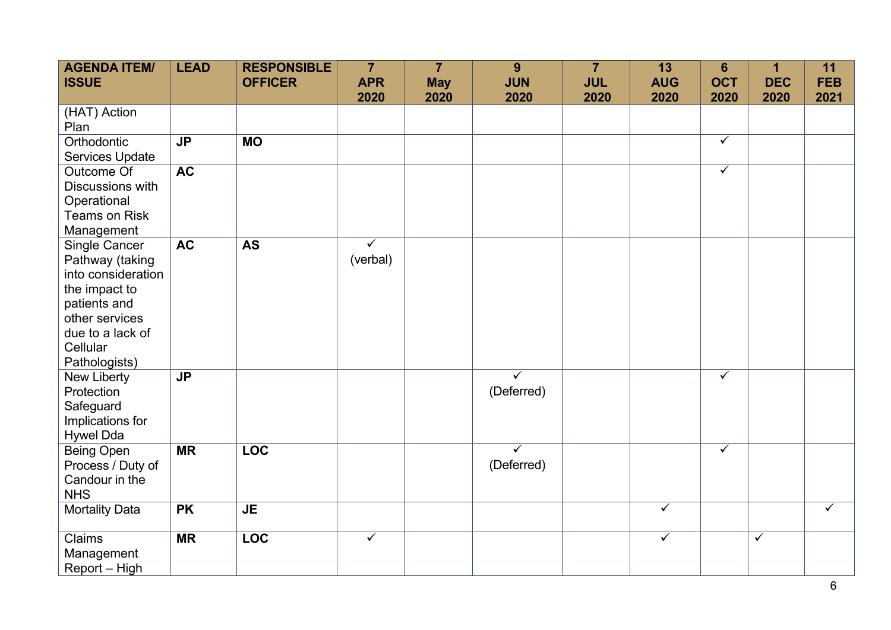| AGENDA ITEM/ ISSUE | LEAD | RESPONSIBLE OFFICER | 7 APR 2020 | 7 May 2020 | 9 JUN 2020 | 7 JUL 2020 | 13 AUG 2020 | 6 OCT 2020 | 1 DEC 2020 | 11 FEB 2021 |
|---|---|---|---|---|---|---|---|---|---|---|
| (HAT) Action Plan | | | | | | | | | | |
| Orthodontic Services Update | **JP** | **MO** | | | | | | ✓ | | |
| Outcome Of Discussions with Operational Teams on Risk Management | **AC** | | | | | | | ✓ | | |
| Single Cancer Pathway (taking into consideration the impact to patients and other services due to a lack of Cellular Pathologists) | **AC** | **AS** | ✓ (verbal) | | | | | | | |
| New Liberty Protection Safeguard Implications for Hywel Dda | **JP** | | | | ✓ (Deferred) | | | ✓ | | |
| Being Open Process / Duty of Candour in the NHS | **MR** | **LOC** | | | ✓ (Deferred) | | | ✓ | | |
| Mortality Data | **PK** | **JE** | | | | | ✓ | | | ✓ |
| Claims Management Report – High | **MR** | **LOC** | ✓ | | | | ✓ | | ✓ | |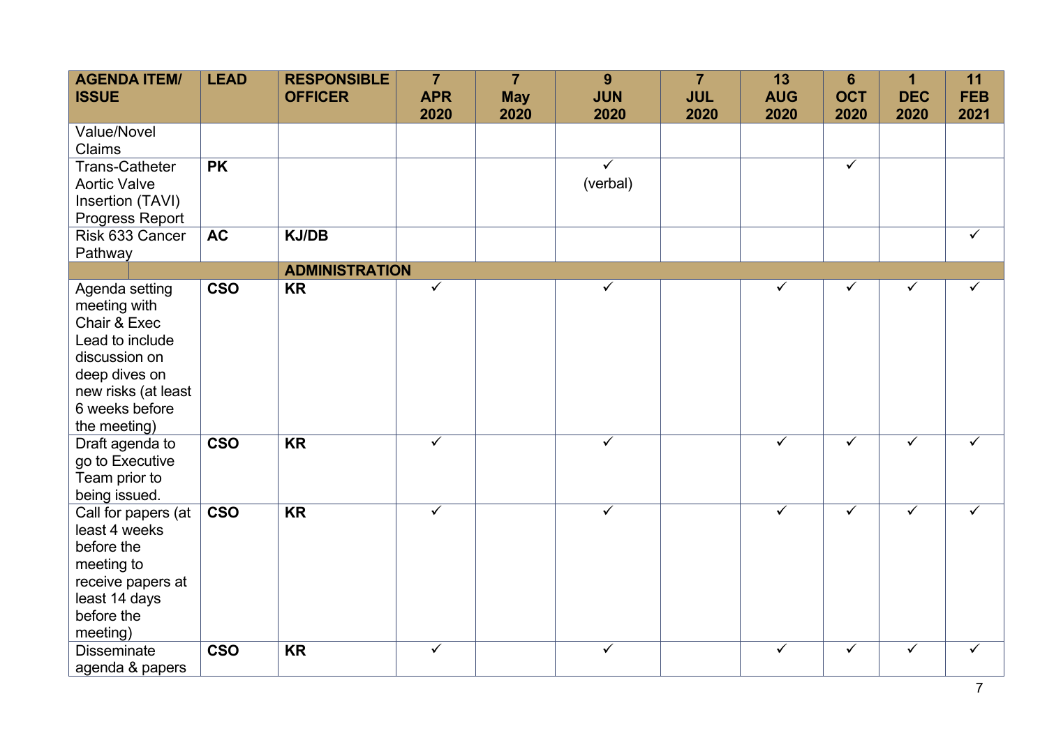| AGENDA ITEM/ ISSUE | LEAD | RESPONSIBLE OFFICER | 7 APR 2020 | 7 May 2020 | 9 JUN 2020 | 7 JUL 2020 | 13 AUG 2020 | 6 OCT 2020 | 1 DEC 2020 | 11 FEB 2021 |
|---|---|---|---|---|---|---|---|---|---|---|
| Value/Novel Claims | | | | | | | | | | |
| Trans-Catheter Aortic Valve Insertion (TAVI) Progress Report | **PK** | | | | ✓ (verbal) | | | ✓ | | |
| Risk 633 Cancer Pathway | **AC** | **KJ/DB** | | | | | | | | ✓ |
| | | **ADMINISTRATION** | | | | | | | | |
| Agenda setting meeting with Chair & Exec Lead to include discussion on deep dives on new risks (at least 6 weeks before the meeting) | **CSO** | **KR** | ✓ | | ✓ | | ✓ | ✓ | ✓ | ✓ |
| Draft agenda to go to Executive Team prior to being issued. | **CSO** | **KR** | ✓ | | ✓ | | ✓ | ✓ | ✓ | ✓ |
| Call for papers (at least 4 weeks before the meeting to receive papers at least 14 days before the meeting) | **CSO** | **KR** | ✓ | | ✓ | | ✓ | ✓ | ✓ | ✓ |
| Disseminate agenda & papers | **CSO** | **KR** | ✓ | | ✓ | | ✓ | ✓ | ✓ | ✓ |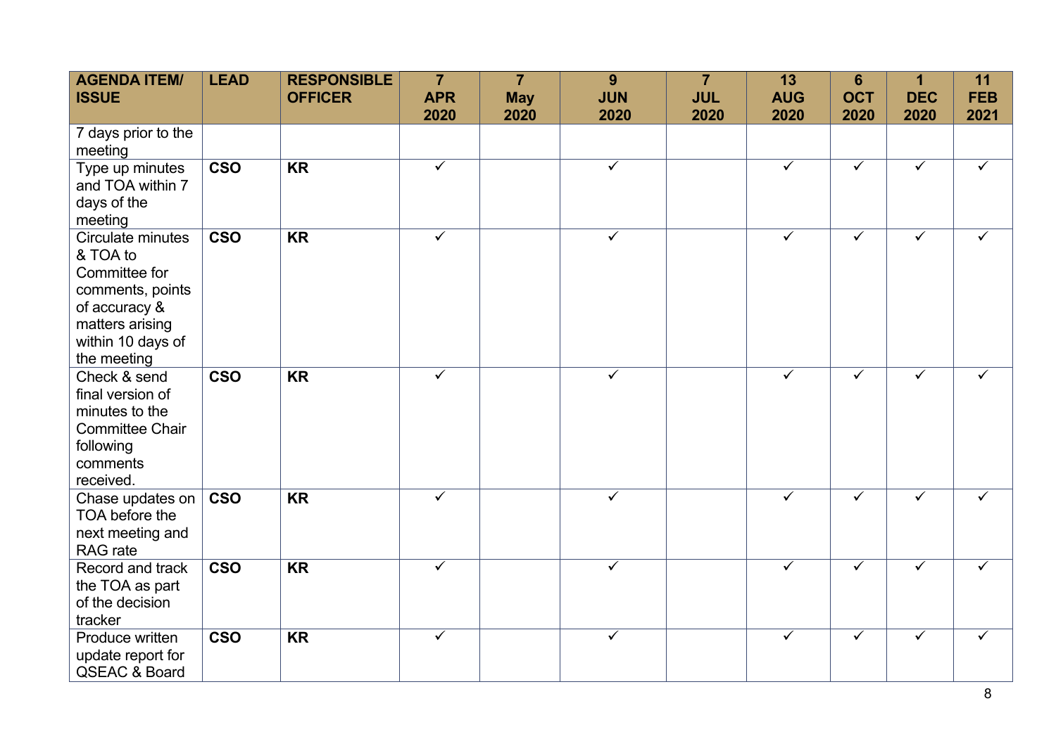| AGENDA ITEM/ ISSUE | LEAD | RESPONSIBLE OFFICER | 7 APR 2020 | 7 May 2020 | 9 JUN 2020 | 7 JUL 2020 | 13 AUG 2020 | 6 OCT 2020 | 1 DEC 2020 | 11 FEB 2021 |
|---|---|---|---|---|---|---|---|---|---|---|
| 7 days prior to the meeting | | | | | | | | | | |
| Type up minutes and TOA within 7 days of the meeting | **CSO** | **KR** | ✓ | | ✓ | | ✓ | ✓ | ✓ | ✓ |
| Circulate minutes & TOA to Committee for comments, points of accuracy & matters arising within 10 days of the meeting | **CSO** | **KR** | ✓ | | ✓ | | ✓ | ✓ | ✓ | ✓ |
| Check & send final version of minutes to the Committee Chair following comments received. | **CSO** | **KR** | ✓ | | ✓ | | ✓ | ✓ | ✓ | ✓ |
| Chase updates on TOA before the next meeting and RAG rate | **CSO** | **KR** | ✓ | | ✓ | | ✓ | ✓ | ✓ | ✓ |
| Record and track the TOA as part of the decision tracker | **CSO** | **KR** | ✓ | | ✓ | | ✓ | ✓ | ✓ | ✓ |
| Produce written update report for QSEAC & Board | **CSO** | **KR** | ✓ | | ✓ | | ✓ | ✓ | ✓ | ✓ |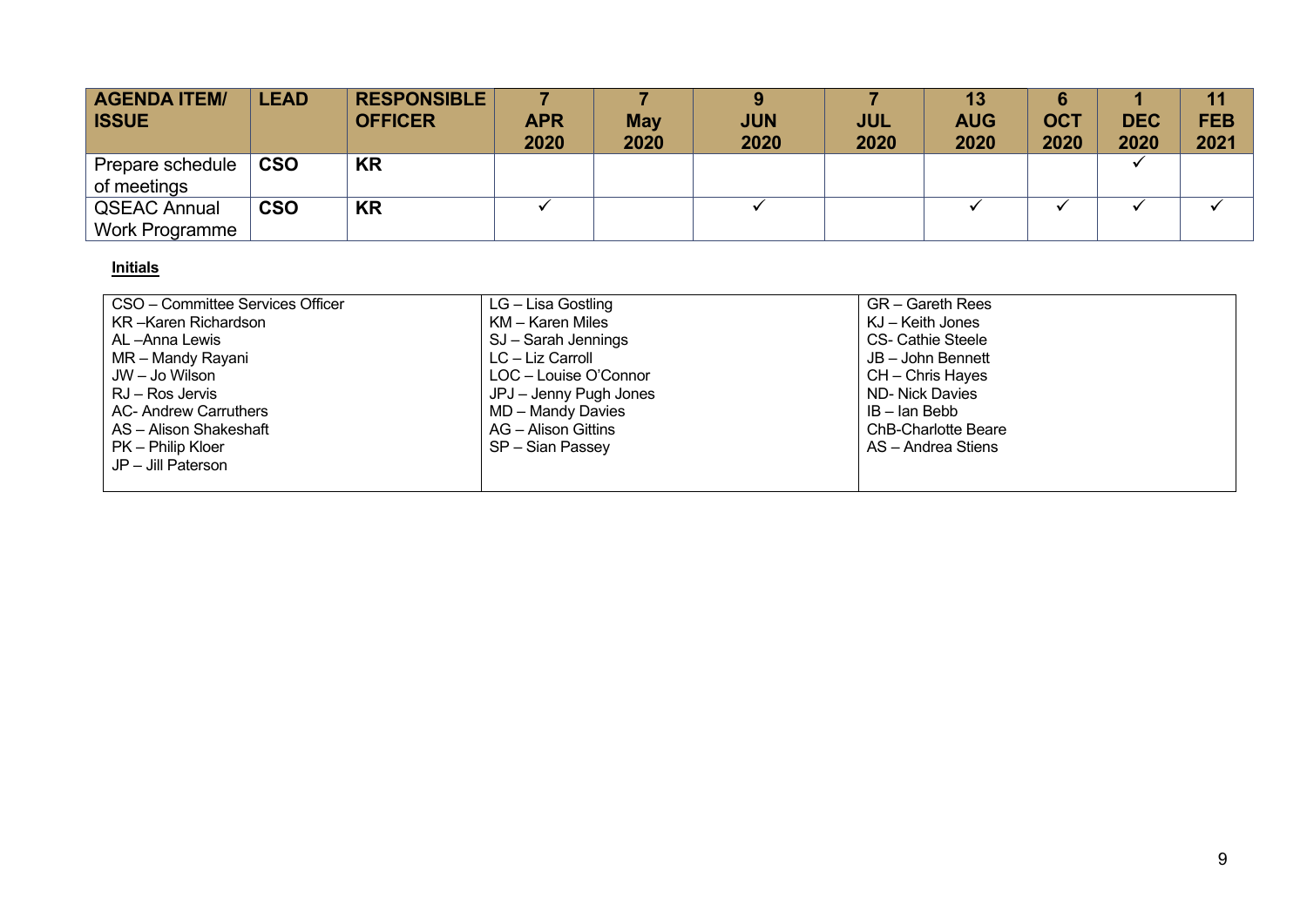| AGENDA ITEM/ ISSUE | LEAD | RESPONSIBLE OFFICER | 7 APR 2020 | 7 May 2020 | 9 JUN 2020 | 7 JUL 2020 | 13 AUG 2020 | 6 OCT 2020 | 1 DEC 2020 | 11 FEB 2021 |
|---|---|---|---|---|---|---|---|---|---|---|
| Prepare schedule of meetings | **CSO** | **KR** | | | | | | | ✓ | |
| QSEAC Annual Work Programme | **CSO** | **KR** | ✓ | | ✓ | | ✓ | ✓ | ✓ | ✓ |

**Initials**

| | | |
|---|---|---|
| CSO – Committee Services Officer | LG – Lisa Gostling | GR – Gareth Rees |
| KR –Karen Richardson | KM – Karen Miles | KJ – Keith Jones |
| AL –Anna Lewis | SJ – Sarah Jennings | CS- Cathie Steele |
| MR – Mandy Rayani | LC – Liz Carroll | JB – John Bennett |
| JW – Jo Wilson | LOC – Louise O'Connor | CH – Chris Hayes |
| RJ – Ros Jervis | JPJ – Jenny Pugh Jones | ND- Nick Davies |
| AC- Andrew Carruthers | MD – Mandy Davies | IB – Ian Bebb |
| AS – Alison Shakeshaft | AG – Alison Gittins | ChB-Charlotte Beare |
| PK – Philip Kloer | SP – Sian Passey | AS – Andrea Stiens |
| JP – Jill Paterson | | |